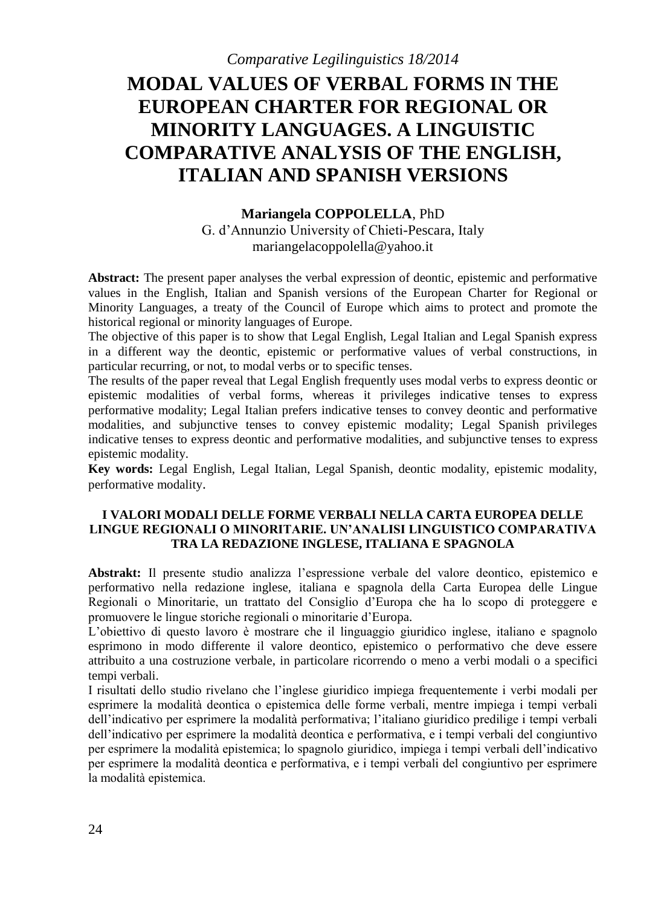# MODAL VALUES OF VERBAL FORMS IN THE EUROPEAN CHARTER FOR REGIONAL OR MINORITY LANGUAGES. A LINGUISTIC COMPARATIVE ANALYSIS OF THE ENGLISH, ITALIAN AND SPANISH VERSIONS

**Mariangela COPPOLELLA**, PhD
G. d'Annunzio University of Chieti-Pescara, Italy
mariangelacoppolella@yahoo.it

**Abstract:** The present paper analyses the verbal expression of deontic, epistemic and performative values in the English, Italian and Spanish versions of the European Charter for Regional or Minority Languages, a treaty of the Council of Europe which aims to protect and promote the historical regional or minority languages of Europe.
The objective of this paper is to show that Legal English, Legal Italian and Legal Spanish express in a different way the deontic, epistemic or performative values of verbal constructions, in particular recurring, or not, to modal verbs or to specific tenses.
The results of the paper reveal that Legal English frequently uses modal verbs to express deontic or epistemic modalities of verbal forms, whereas it privileges indicative tenses to express performative modality; Legal Italian prefers indicative tenses to convey deontic and performative modalities, and subjunctive tenses to convey epistemic modality; Legal Spanish privileges indicative tenses to express deontic and performative modalities, and subjunctive tenses to express epistemic modality.
**Key words:** Legal English, Legal Italian, Legal Spanish, deontic modality, epistemic modality, performative modality.

## I VALORI MODALI DELLE FORME VERBALI NELLA CARTA EUROPEA DELLE LINGUE REGIONALI O MINORITARIE. UN'ANALISI LINGUISTICO COMPARATIVA TRA LA REDAZIONE INGLESE, ITALIANA E SPAGNOLA

**Abstrakt:** Il presente studio analizza l'espressione verbale del valore deontico, epistemico e performativo nella redazione inglese, italiana e spagnola della Carta Europea delle Lingue Regionali o Minoritarie, un trattato del Consiglio d'Europa che ha lo scopo di proteggere e promuovere le lingue storiche regionali o minoritarie d'Europa.
L'obiettivo di questo lavoro è mostrare che il linguaggio giuridico inglese, italiano e spagnolo esprimono in modo differente il valore deontico, epistemico o performativo che deve essere attribuito a una costruzione verbale, in particolare ricorrendo o meno a verbi modali o a specifici tempi verbali.
I risultati dello studio rivelano che l'inglese giuridico impiega frequentemente i verbi modali per esprimere la modalità deontica o epistemica delle forme verbali, mentre impiega i tempi verbali dell'indicativo per esprimere la modalità performativa; l'italiano giuridico predilige i tempi verbali dell'indicativo per esprimere la modalità deontica e performativa, e i tempi verbali del congiuntivo per esprimere la modalità epistemica; lo spagnolo giuridico, impiega i tempi verbali dell'indicativo per esprimere la modalità deontica e performativa, e i tempi verbali del congiuntivo per esprimere la modalità epistemica.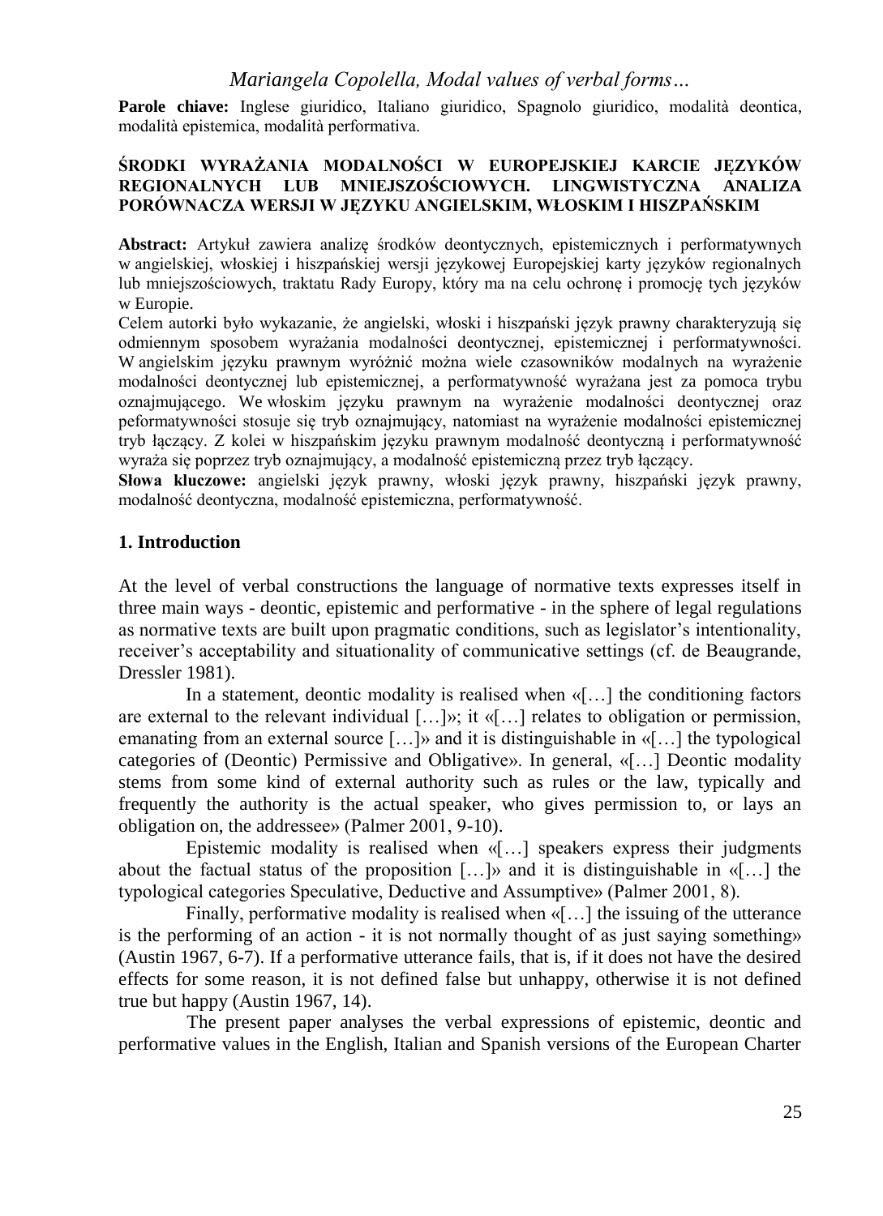**Parole chiave:** Inglese giuridico, Italiano giuridico, Spagnolo giuridico, modalità deontica, modalità epistemica, modalità performativa.

**ŚRODKI WYRAŻANIA MODALNOŚCI W EUROPEJSKIEJ KARCIE JĘZYKÓW REGIONALNYCH LUB MNIEJSZOŚCIOWYCH. LINGWISTYCZNA ANALIZA PORÓWNACZA WERSJI W JĘZYKU ANGIELSKIM, WŁOSKIM I HISZPAŃSKIM**

**Abstract:** Artykuł zawiera analizę środków deontycznych, epistemicznych i performatywnych w angielskiej, włoskiej i hiszpańskiej wersji językowej Europejskiej karty języków regionalnych lub mniejszościowych, traktatu Rady Europy, który ma na celu ochronę i promocję tych języków w Europie.

Celem autorki było wykazanie, że angielski, włoski i hiszpański język prawny charakteryzują się odmiennym sposobem wyrażania modalności deontycznej, epistemicznej i performatywności. W angielskim języku prawnym wyróżnić można wiele czasowników modalnych na wyrażenie modalności deontycznej lub epistemicznej, a performatywność wyrażana jest za pomoca trybu oznajmującego. We włoskim języku prawnym na wyrażenie modalności deontycznej oraz peformatywności stosuje się tryb oznajmujący, natomiast na wyrażenie modalności epistemicznej tryb łączący. Z kolei w hiszpańskim języku prawnym modalność deontyczną i performatywność wyraża się poprzez tryb oznajmujący, a modalność epistemiczną przez tryb łączący.

**Słowa kluczowe:** angielski język prawny, włoski język prawny, hiszpański język prawny, modalność deontyczna, modalność epistemiczna, performatywność.

## 1. Introduction

At the level of verbal constructions the language of normative texts expresses itself in three main ways - deontic, epistemic and performative - in the sphere of legal regulations as normative texts are built upon pragmatic conditions, such as legislator's intentionality, receiver's acceptability and situationality of communicative settings (cf. de Beaugrande, Dressler 1981).

In a statement, deontic modality is realised when «[…] the conditioning factors are external to the relevant individual […]»; it «[…] relates to obligation or permission, emanating from an external source […]» and it is distinguishable in «[…] the typological categories of (Deontic) Permissive and Obligative». In general, «[…] Deontic modality stems from some kind of external authority such as rules or the law, typically and frequently the authority is the actual speaker, who gives permission to, or lays an obligation on, the addressee» (Palmer 2001, 9-10).

Epistemic modality is realised when «[…] speakers express their judgments about the factual status of the proposition […]» and it is distinguishable in «[…] the typological categories Speculative, Deductive and Assumptive» (Palmer 2001, 8).

Finally, performative modality is realised when «[…] the issuing of the utterance is the performing of an action - it is not normally thought of as just saying something» (Austin 1967, 6-7). If a performative utterance fails, that is, if it does not have the desired effects for some reason, it is not defined false but unhappy, otherwise it is not defined true but happy (Austin 1967, 14).

The present paper analyses the verbal expressions of epistemic, deontic and performative values in the English, Italian and Spanish versions of the European Charter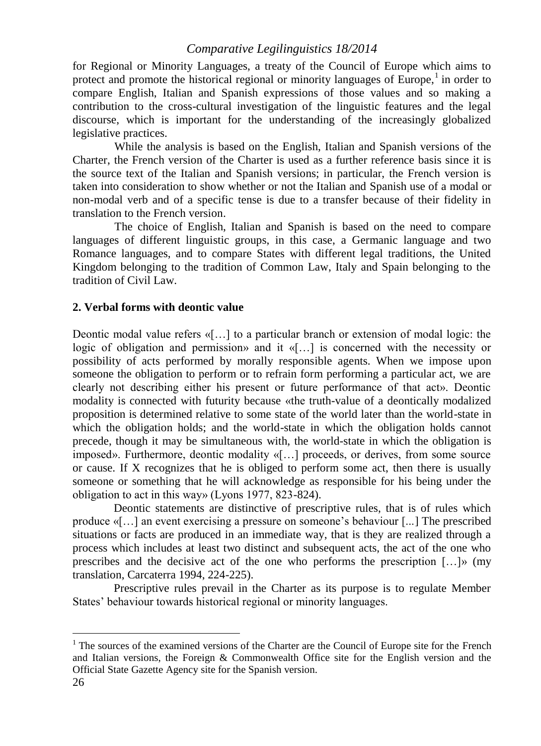for Regional or Minority Languages, a treaty of the Council of Europe which aims to protect and promote the historical regional or minority languages of Europe,[1] in order to compare English, Italian and Spanish expressions of those values and so making a contribution to the cross-cultural investigation of the linguistic features and the legal discourse, which is important for the understanding of the increasingly globalized legislative practices.

While the analysis is based on the English, Italian and Spanish versions of the Charter, the French version of the Charter is used as a further reference basis since it is the source text of the Italian and Spanish versions; in particular, the French version is taken into consideration to show whether or not the Italian and Spanish use of a modal or non-modal verb and of a specific tense is due to a transfer because of their fidelity in translation to the French version.

The choice of English, Italian and Spanish is based on the need to compare languages of different linguistic groups, in this case, a Germanic language and two Romance languages, and to compare States with different legal traditions, the United Kingdom belonging to the tradition of Common Law, Italy and Spain belonging to the tradition of Civil Law.

## 2. Verbal forms with deontic value

Deontic modal value refers «[…] to a particular branch or extension of modal logic: the logic of obligation and permission» and it «[…] is concerned with the necessity or possibility of acts performed by morally responsible agents. When we impose upon someone the obligation to perform or to refrain form performing a particular act, we are clearly not describing either his present or future performance of that act». Deontic modality is connected with futurity because «the truth-value of a deontically modalized proposition is determined relative to some state of the world later than the world-state in which the obligation holds; and the world-state in which the obligation holds cannot precede, though it may be simultaneous with, the world-state in which the obligation is imposed». Furthermore, deontic modality «[…] proceeds, or derives, from some source or cause. If X recognizes that he is obliged to perform some act, then there is usually someone or something that he will acknowledge as responsible for his being under the obligation to act in this way» (Lyons 1977, 823-824).

Deontic statements are distinctive of prescriptive rules, that is of rules which produce «[…] an event exercising a pressure on someone's behaviour [...] The prescribed situations or facts are produced in an immediate way, that is they are realized through a process which includes at least two distinct and subsequent acts, the act of the one who prescribes and the decisive act of the one who performs the prescription […]» (my translation, Carcaterra 1994, 224-225).

Prescriptive rules prevail in the Charter as its purpose is to regulate Member States' behaviour towards historical regional or minority languages.

[1] The sources of the examined versions of the Charter are the Council of Europe site for the French and Italian versions, the Foreign & Commonwealth Office site for the English version and the Official State Gazette Agency site for the Spanish version.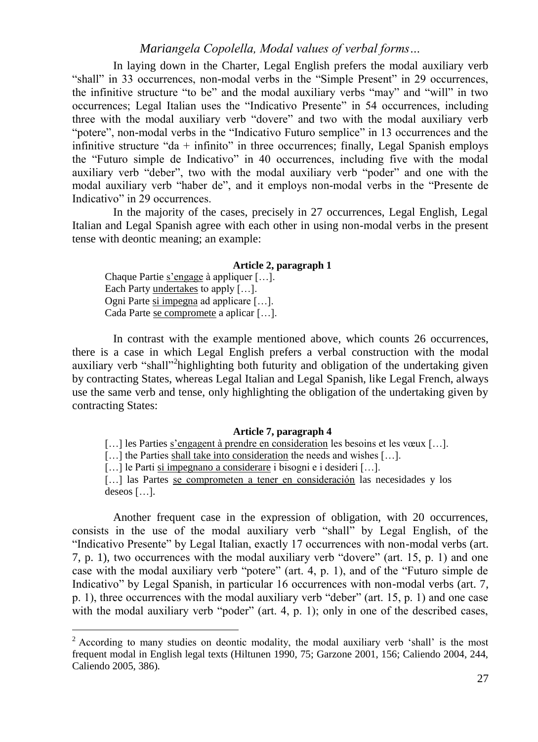In laying down in the Charter, Legal English prefers the modal auxiliary verb "shall" in 33 occurrences, non-modal verbs in the "Simple Present" in 29 occurrences, the infinitive structure "to be" and the modal auxiliary verbs "may" and "will" in two occurrences; Legal Italian uses the "Indicativo Presente" in 54 occurrences, including three with the modal auxiliary verb "dovere" and two with the modal auxiliary verb "potere", non-modal verbs in the "Indicativo Futuro semplice" in 13 occurrences and the infinitive structure "da + infinito" in three occurrences; finally, Legal Spanish employs the "Futuro simple de Indicativo" in 40 occurrences, including five with the modal auxiliary verb "deber", two with the modal auxiliary verb "poder" and one with the modal auxiliary verb "haber de", and it employs non-modal verbs in the "Presente de Indicativo" in 29 occurrences.

In the majority of the cases, precisely in 27 occurrences, Legal English, Legal Italian and Legal Spanish agree with each other in using non-modal verbs in the present tense with deontic meaning; an example:

**Article 2, paragraph 1**

Chaque Partie s'engage à appliquer […].
Each Party undertakes to apply […].
Ogni Parte si impegna ad applicare […].
Cada Parte se compromete a aplicar […].

In contrast with the example mentioned above, which counts 26 occurrences, there is a case in which Legal English prefers a verbal construction with the modal auxiliary verb "shall"[2] highlighting both futurity and obligation of the undertaking given by contracting States, whereas Legal Italian and Legal Spanish, like Legal French, always use the same verb and tense, only highlighting the obligation of the undertaking given by contracting States:

**Article 7, paragraph 4**

[…] les Parties s'engagent à prendre en consideration les besoins et les vœux […].
[…] the Parties shall take into consideration the needs and wishes […].
[…] le Parti si impegnano a considerare i bisogni e i desideri […].
[…] las Partes se comprometen a tener en consideración las necesidades y los deseos […].

Another frequent case in the expression of obligation, with 20 occurrences, consists in the use of the modal auxiliary verb "shall" by Legal English, of the "Indicativo Presente" by Legal Italian, exactly 17 occurrences with non-modal verbs (art. 7, p. 1), two occurrences with the modal auxiliary verb "dovere" (art. 15, p. 1) and one case with the modal auxiliary verb "potere" (art. 4, p. 1), and of the "Futuro simple de Indicativo" by Legal Spanish, in particular 16 occurrences with non-modal verbs (art. 7, p. 1), three occurrences with the modal auxiliary verb "deber" (art. 15, p. 1) and one case with the modal auxiliary verb "poder" (art. 4, p. 1); only in one of the described cases,

[2] According to many studies on deontic modality, the modal auxiliary verb 'shall' is the most frequent modal in English legal texts (Hiltunen 1990, 75; Garzone 2001, 156; Caliendo 2004, 244, Caliendo 2005, 386).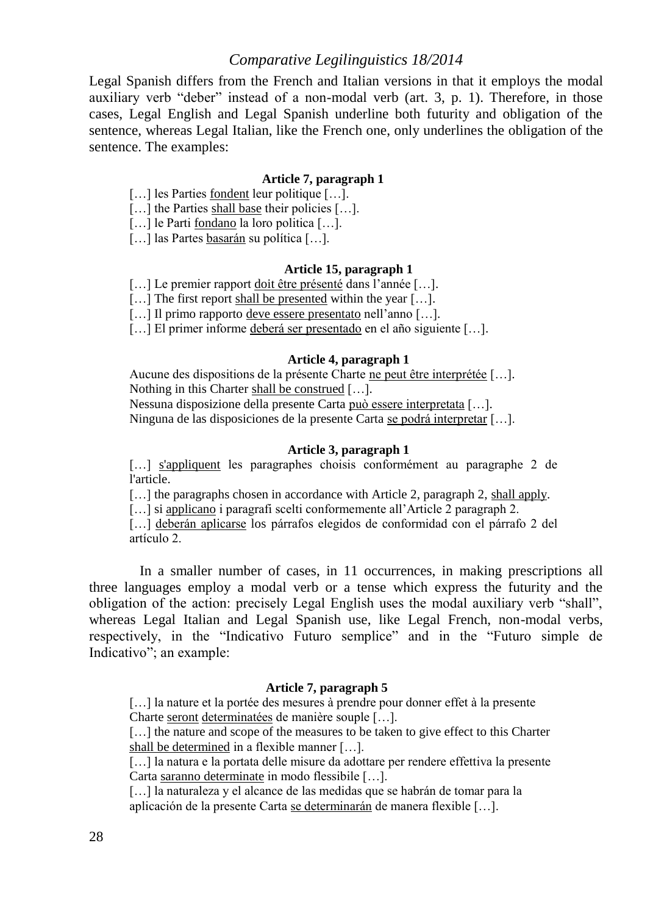Legal Spanish differs from the French and Italian versions in that it employs the modal auxiliary verb "deber" instead of a non-modal verb (art. 3, p. 1). Therefore, in those cases, Legal English and Legal Spanish underline both futurity and obligation of the sentence, whereas Legal Italian, like the French one, only underlines the obligation of the sentence. The examples:

**Article 7, paragraph 1**

[…] les Parties fondent leur politique […].
[…] the Parties shall base their policies […].
[…] le Parti fondano la loro politica […].
[…] las Partes basarán su política […].

**Article 15, paragraph 1**

[…] Le premier rapport doit être présenté dans l'année […].
[…] The first report shall be presented within the year […].
[…] Il primo rapporto deve essere presentato nell'anno […].
[…] El primer informe deberá ser presentado en el año siguiente […].

**Article 4, paragraph 1**

Aucune des dispositions de la présente Charte ne peut être interprétée […].
Nothing in this Charter shall be construed […].
Nessuna disposizione della presente Carta può essere interpretata […].
Ninguna de las disposiciones de la presente Carta se podrá interpretar […].

**Article 3, paragraph 1**

[…] s'appliquent les paragraphes choisis conformément au paragraphe 2 de l'article.
[…] the paragraphs chosen in accordance with Article 2, paragraph 2, shall apply.
[…] si applicano i paragrafi scelti conformemente all'Article 2 paragraph 2.
[…] deberán aplicarse los párrafos elegidos de conformidad con el párrafo 2 del artículo 2.

In a smaller number of cases, in 11 occurrences, in making prescriptions all three languages employ a modal verb or a tense which express the futurity and the obligation of the action: precisely Legal English uses the modal auxiliary verb "shall", whereas Legal Italian and Legal Spanish use, like Legal French, non-modal verbs, respectively, in the "Indicativo Futuro semplice" and in the "Futuro simple de Indicativo"; an example:

**Article 7, paragraph 5**

[…] la nature et la portée des mesures à prendre pour donner effet à la presente Charte seront determinatées de manière souple […].
[…] the nature and scope of the measures to be taken to give effect to this Charter shall be determined in a flexible manner […].
[…] la natura e la portata delle misure da adottare per rendere effettiva la presente Carta saranno determinate in modo flessibile […].
[…] la naturaleza y el alcance de las medidas que se habrán de tomar para la aplicación de la presente Carta se determinarán de manera flexible […].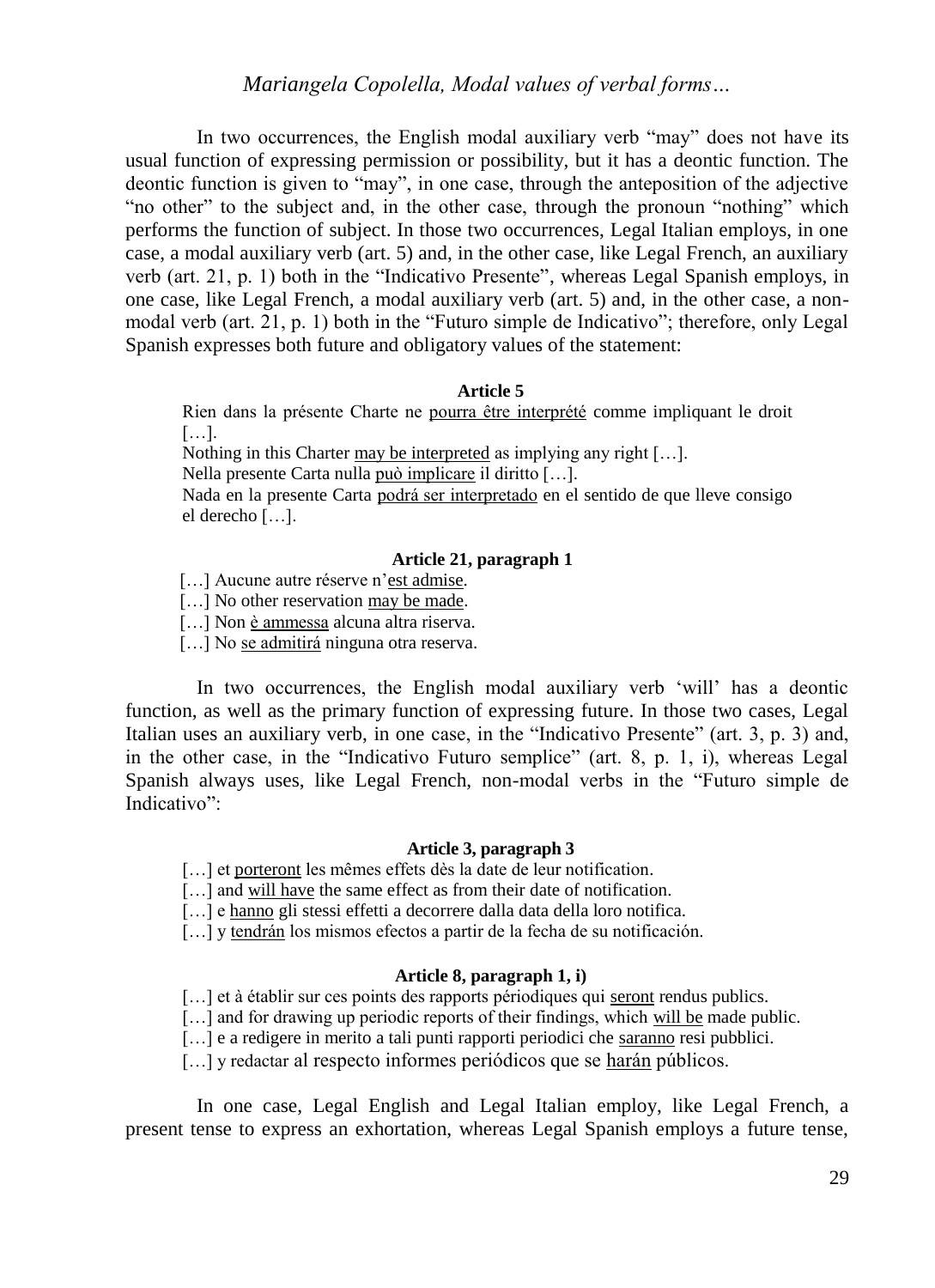In two occurrences, the English modal auxiliary verb “may” does not have its usual function of expressing permission or possibility, but it has a deontic function. The deontic function is given to “may”, in one case, through the anteposition of the adjective “no other” to the subject and, in the other case, through the pronoun “nothing” which performs the function of subject. In those two occurrences, Legal Italian employs, in one case, a modal auxiliary verb (art. 5) and, in the other case, like Legal French, an auxiliary verb (art. 21, p. 1) both in the “Indicativo Presente”, whereas Legal Spanish employs, in one case, like Legal French, a modal auxiliary verb (art. 5) and, in the other case, a non-modal verb (art. 21, p. 1) both in the “Futuro simple de Indicativo”; therefore, only Legal Spanish expresses both future and obligatory values of the statement:

**Article 5**

> Rien dans la présente Charte ne <u>pourra être interprété</u> comme impliquant le droit […].
> Nothing in this Charter <u>may be interpreted</u> as implying any right […].
> Nella presente Carta nulla <u>può implicare</u> il diritto […].
> Nada en la presente Carta <u>podrá ser interpretado</u> en el sentido de que lleve consigo el derecho […].

**Article 21, paragraph 1**

> […] Aucune autre réserve n’<u>est admise</u>.
> […] No other reservation <u>may be made</u>.
> […] Non <u>è ammessa</u> alcuna altra riserva.
> […] No <u>se admitirá</u> ninguna otra reserva.

In two occurrences, the English modal auxiliary verb ‘will’ has a deontic function, as well as the primary function of expressing future. In those two cases, Legal Italian uses an auxiliary verb, in one case, in the “Indicativo Presente” (art. 3, p. 3) and, in the other case, in the “Indicativo Futuro semplice” (art. 8, p. 1, i), whereas Legal Spanish always uses, like Legal French, non-modal verbs in the “Futuro simple de Indicativo”:

**Article 3, paragraph 3**

> […] et <u>porteront</u> les mêmes effets dès la date de leur notification.
> […] and <u>will have</u> the same effect as from their date of notification.
> […] e <u>hanno</u> gli stessi effetti a decorrere dalla data della loro notifica.
> […] y <u>tendrán</u> los mismos efectos a partir de la fecha de su notificación.

**Article 8, paragraph 1, i)**

> […] et à établir sur ces points des rapports périodiques qui <u>seront</u> rendus publics.
> […] and for drawing up periodic reports of their findings, which <u>will be</u> made public.
> […] e a redigere in merito a tali punti rapporti periodici che <u>saranno</u> resi pubblici.
> […] y redactar al respecto informes periódicos que se <u>harán</u> públicos.

In one case, Legal English and Legal Italian employ, like Legal French, a present tense to express an exhortation, whereas Legal Spanish employs a future tense,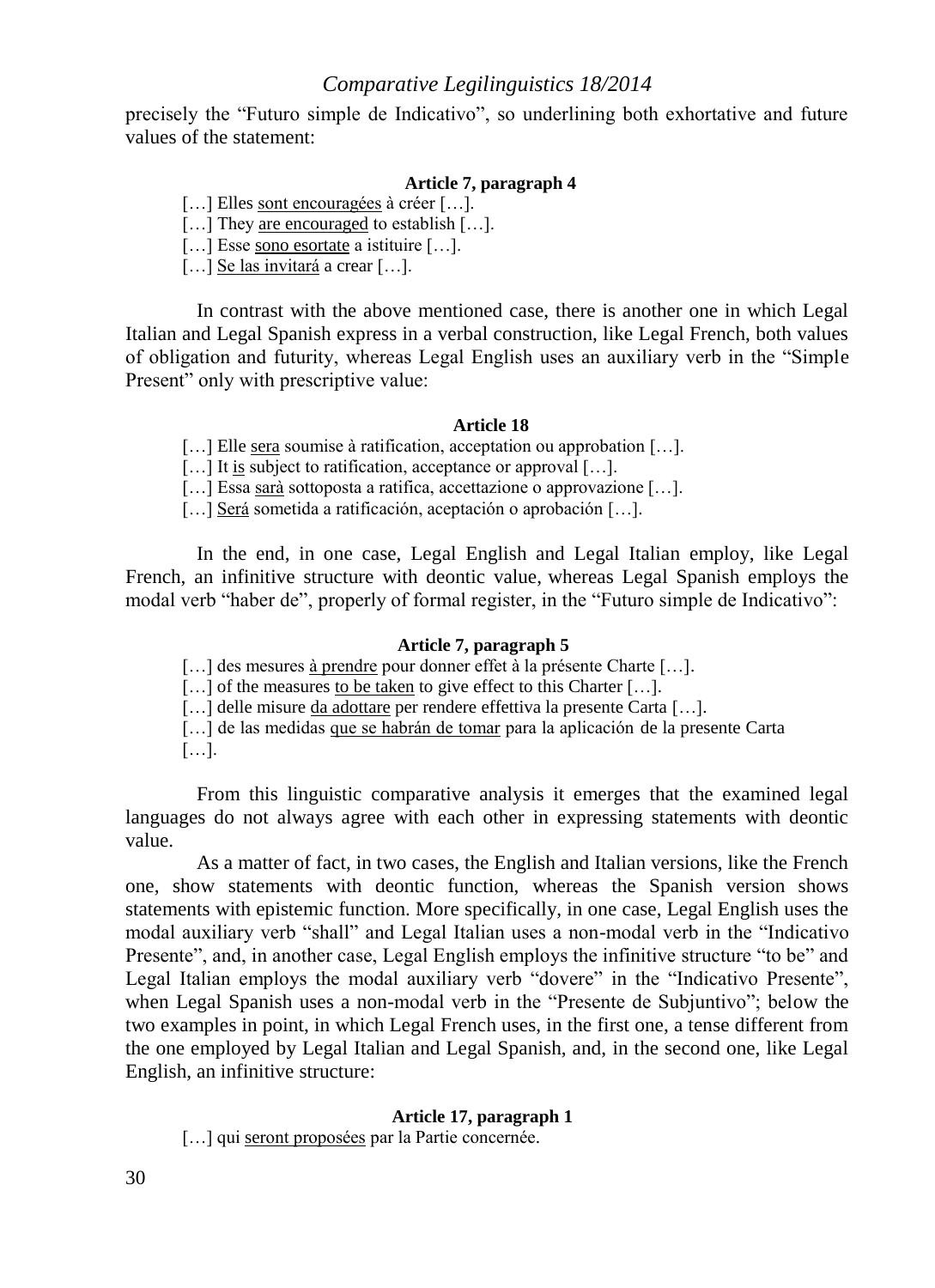precisely the "Futuro simple de Indicativo", so underlining both exhortative and future values of the statement:

**Article 7, paragraph 4**

[…] Elles sont encouragées à créer […].
[…] They are encouraged to establish […].
[…] Esse sono esortate a istituire […].
[…] Se las invitará a crear […].

In contrast with the above mentioned case, there is another one in which Legal Italian and Legal Spanish express in a verbal construction, like Legal French, both values of obligation and futurity, whereas Legal English uses an auxiliary verb in the "Simple Present" only with prescriptive value:

**Article 18**

[…] Elle sera soumise à ratification, acceptation ou approbation […].
[…] It is subject to ratification, acceptance or approval […].
[…] Essa sarà sottoposta a ratifica, accettazione o approvazione […].
[…] Será sometida a ratificación, aceptación o aprobación […].

In the end, in one case, Legal English and Legal Italian employ, like Legal French, an infinitive structure with deontic value, whereas Legal Spanish employs the modal verb "haber de", properly of formal register, in the "Futuro simple de Indicativo":

**Article 7, paragraph 5**

[…] des mesures à prendre pour donner effet à la présente Charte […].
[…] of the measures to be taken to give effect to this Charter […].
[…] delle misure da adottare per rendere effettiva la presente Carta […].
[…] de las medidas que se habrán de tomar para la aplicación de la presente Carta […].

From this linguistic comparative analysis it emerges that the examined legal languages do not always agree with each other in expressing statements with deontic value.

As a matter of fact, in two cases, the English and Italian versions, like the French one, show statements with deontic function, whereas the Spanish version shows statements with epistemic function. More specifically, in one case, Legal English uses the modal auxiliary verb "shall" and Legal Italian uses a non-modal verb in the "Indicativo Presente", and, in another case, Legal English employs the infinitive structure "to be" and Legal Italian employs the modal auxiliary verb "dovere" in the "Indicativo Presente", when Legal Spanish uses a non-modal verb in the "Presente de Subjuntivo"; below the two examples in point, in which Legal French uses, in the first one, a tense different from the one employed by Legal Italian and Legal Spanish, and, in the second one, like Legal English, an infinitive structure:

**Article 17, paragraph 1**

[…] qui seront proposées par la Partie concernée.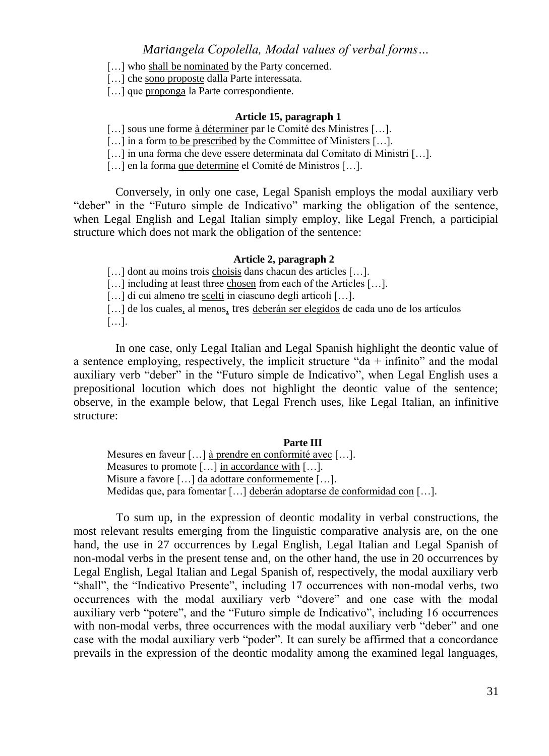[…] who shall be nominated by the Party concerned.
[…] che sono proposte dalla Parte interessata.
[…] que proponga la Parte correspondiente.

**Article 15, paragraph 1**

[…] sous une forme à déterminer par le Comité des Ministres […].
[…] in a form to be prescribed by the Committee of Ministers […].
[…] in una forma che deve essere determinata dal Comitato di Ministri […].
[…] en la forma que determine el Comité de Ministros […].

Conversely, in only one case, Legal Spanish employs the modal auxiliary verb "deber" in the "Futuro simple de Indicativo" marking the obligation of the sentence, when Legal English and Legal Italian simply employ, like Legal French, a participial structure which does not mark the obligation of the sentence:

**Article 2, paragraph 2**

[…] dont au moins trois choisis dans chacun des articles […].
[…] including at least three chosen from each of the Articles […].
[…] di cui almeno tre scelti in ciascuno degli articoli […].
[…] de los cuales, al menos, tres deberán ser elegidos de cada uno de los artículos […].

In one case, only Legal Italian and Legal Spanish highlight the deontic value of a sentence employing, respectively, the implicit structure "da + infinito" and the modal auxiliary verb "deber" in the "Futuro simple de Indicativo", when Legal English uses a prepositional locution which does not highlight the deontic value of the sentence; observe, in the example below, that Legal French uses, like Legal Italian, an infinitive structure:

**Parte III**

Mesures en faveur […] à prendre en conformité avec […].
Measures to promote […] in accordance with […].
Misure a favore […] da adottare conformemente […].
Medidas que, para fomentar […] deberán adoptarse de conformidad con […].

To sum up, in the expression of deontic modality in verbal constructions, the most relevant results emerging from the linguistic comparative analysis are, on the one hand, the use in 27 occurrences by Legal English, Legal Italian and Legal Spanish of non-modal verbs in the present tense and, on the other hand, the use in 20 occurrences by Legal English, Legal Italian and Legal Spanish of, respectively, the modal auxiliary verb "shall", the "Indicativo Presente", including 17 occurrences with non-modal verbs, two occurrences with the modal auxiliary verb "dovere" and one case with the modal auxiliary verb "potere", and the "Futuro simple de Indicativo", including 16 occurrences with non-modal verbs, three occurrences with the modal auxiliary verb "deber" and one case with the modal auxiliary verb "poder". It can surely be affirmed that a concordance prevails in the expression of the deontic modality among the examined legal languages,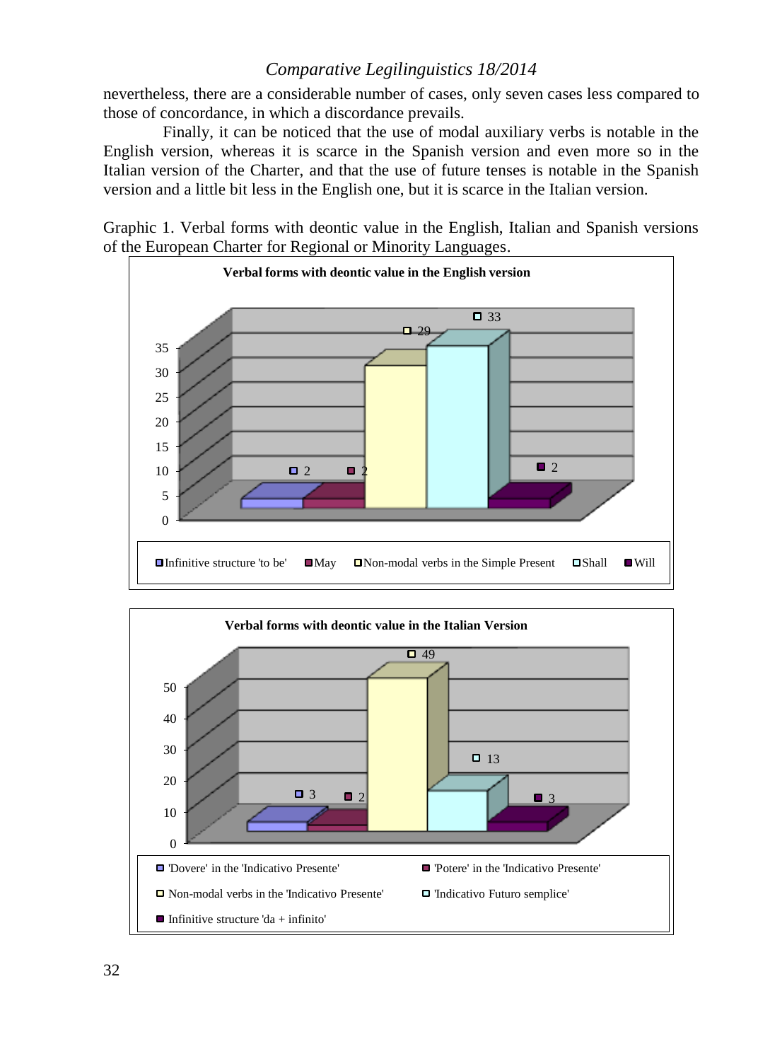nevertheless, there are a considerable number of cases, only seven cases less compared to those of concordance, in which a discordance prevails.

Finally, it can be noticed that the use of modal auxiliary verbs is notable in the English version, whereas it is scarce in the Spanish version and even more so in the Italian version of the Charter, and that the use of future tenses is notable in the Spanish version and a little bit less in the English one, but it is scarce in the Italian version.

Graphic 1. Verbal forms with deontic value in the English, Italian and Spanish versions of the European Charter for Regional or Minority Languages.

**Verbal forms with deontic value in the English version**

| Verbal form | Cases |
|---|---|
| Infinitive structure 'to be' | 2 |
| May | 2 |
| Non-modal verbs in the Simple Present | 29 |
| Shall | 33 |
| Will | 2 |

**Verbal forms with deontic value in the Italian Version**

| Verbal form | Cases |
|---|---|
| 'Dovere' in the 'Indicativo Presente' | 3 |
| 'Potere' in the 'Indicativo Presente' | 2 |
| Non-modal verbs in the 'Indicativo Presente' | 49 |
| 'Indicativo Futuro semplice' | 13 |
| Infinitive structure 'da + infinito' | 3 |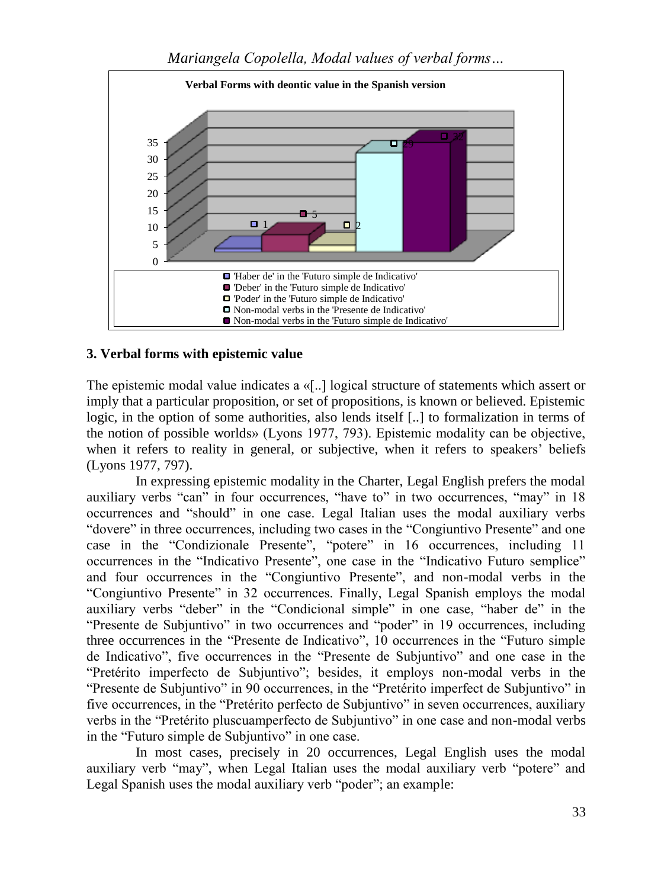**Verbal Forms with deontic value in the Spanish version**

| Verbal form | Occurrences |
|---|---|
| 'Haber de' in the 'Futuro simple de Indicativo' | 1 |
| 'Deber' in the 'Futuro simple de Indicativo' | 5 |
| 'Poder' in the 'Futuro simple de Indicativo' | 2 |
| Non-modal verbs in the 'Presente de Indicativo' | 29 |
| Non-modal verbs in the 'Futuro simple de Indicativo' | 32 |

## 3. Verbal forms with epistemic value

The epistemic modal value indicates a «[..] logical structure of statements which assert or imply that a particular proposition, or set of propositions, is known or believed. Epistemic logic, in the option of some authorities, also lends itself [..] to formalization in terms of the notion of possible worlds» (Lyons 1977, 793). Epistemic modality can be objective, when it refers to reality in general, or subjective, when it refers to speakers' beliefs (Lyons 1977, 797).

In expressing epistemic modality in the Charter, Legal English prefers the modal auxiliary verbs "can" in four occurrences, "have to" in two occurrences, "may" in 18 occurrences and "should" in one case. Legal Italian uses the modal auxiliary verbs "dovere" in three occurrences, including two cases in the "Congiuntivo Presente" and one case in the "Condizionale Presente", "potere" in 16 occurrences, including 11 occurrences in the "Indicativo Presente", one case in the "Indicativo Futuro semplice" and four occurrences in the "Congiuntivo Presente", and non-modal verbs in the "Congiuntivo Presente" in 32 occurrences. Finally, Legal Spanish employs the modal auxiliary verbs "deber" in the "Condicional simple" in one case, "haber de" in the "Presente de Subjuntivo" in two occurrences and "poder" in 19 occurrences, including three occurrences in the "Presente de Indicativo", 10 occurrences in the "Futuro simple de Indicativo", five occurrences in the "Presente de Subjuntivo" and one case in the "Pretérito imperfecto de Subjuntivo"; besides, it employs non-modal verbs in the "Presente de Subjuntivo" in 90 occurrences, in the "Pretérito imperfect de Subjuntivo" in five occurrences, in the "Pretérito perfecto de Subjuntivo" in seven occurrences, auxiliary verbs in the "Pretérito pluscuamperfecto de Subjuntivo" in one case and non-modal verbs in the "Futuro simple de Subjuntivo" in one case.

In most cases, precisely in 20 occurrences, Legal English uses the modal auxiliary verb "may", when Legal Italian uses the modal auxiliary verb "potere" and Legal Spanish uses the modal auxiliary verb "poder"; an example: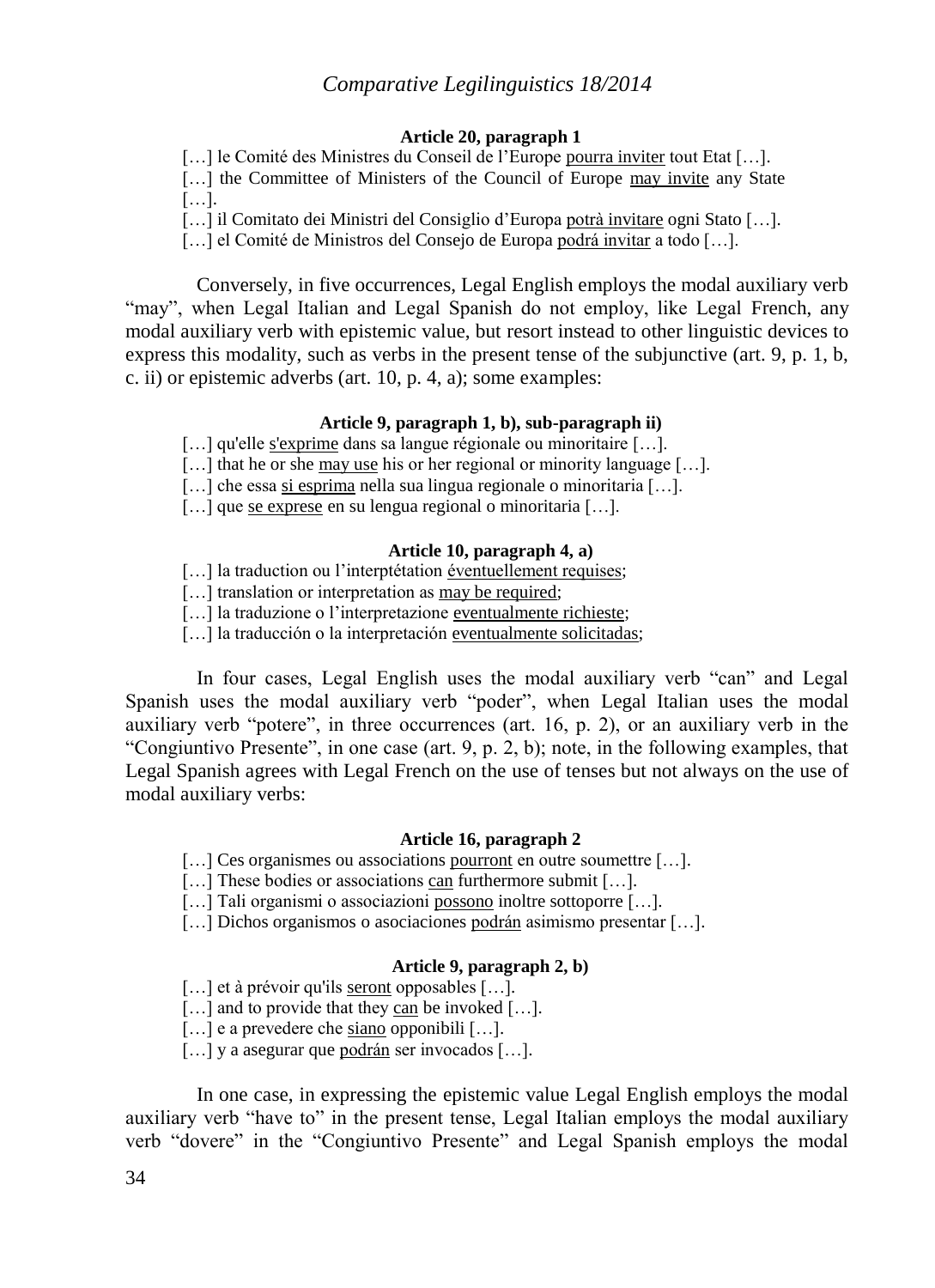**Article 20, paragraph 1**

[…] le Comité des Ministres du Conseil de l'Europe pourra inviter tout Etat […].

[…] the Committee of Ministers of the Council of Europe may invite any State […].

[…] il Comitato dei Ministri del Consiglio d'Europa potrà invitare ogni Stato […].

[…] el Comité de Ministros del Consejo de Europa podrá invitar a todo […].

Conversely, in five occurrences, Legal English employs the modal auxiliary verb "may", when Legal Italian and Legal Spanish do not employ, like Legal French, any modal auxiliary verb with epistemic value, but resort instead to other linguistic devices to express this modality, such as verbs in the present tense of the subjunctive (art. 9, p. 1, b, c. ii) or epistemic adverbs (art. 10, p. 4, a); some examples:

**Article 9, paragraph 1, b), sub-paragraph ii)**

[…] qu'elle s'exprime dans sa langue régionale ou minoritaire […].

[…] that he or she may use his or her regional or minority language […].

[…] che essa si esprima nella sua lingua regionale o minoritaria […].

[…] que se exprese en su lengua regional o minoritaria […].

**Article 10, paragraph 4, a)**

[…] la traduction ou l'interptétation éventuellement requises;

[…] translation or interpretation as may be required;

[…] la traduzione o l'interpretazione eventualmente richieste;

[…] la traducción o la interpretación eventualmente solicitadas;

In four cases, Legal English uses the modal auxiliary verb "can" and Legal Spanish uses the modal auxiliary verb "poder", when Legal Italian uses the modal auxiliary verb "potere", in three occurrences (art. 16, p. 2), or an auxiliary verb in the "Congiuntivo Presente", in one case (art. 9, p. 2, b); note, in the following examples, that Legal Spanish agrees with Legal French on the use of tenses but not always on the use of modal auxiliary verbs:

**Article 16, paragraph 2**

[…] Ces organismes ou associations pourront en outre soumettre […].

[…] These bodies or associations can furthermore submit […].

[…] Tali organismi o associazioni possono inoltre sottoporre […].

[…] Dichos organismos o asociaciones podrán asimismo presentar […].

**Article 9, paragraph 2, b)**

[…] et à prévoir qu'ils seront opposables […].

[…] and to provide that they can be invoked […].

[…] e a prevedere che siano opponibili […].

[…] y a asegurar que podrán ser invocados […].

In one case, in expressing the epistemic value Legal English employs the modal auxiliary verb "have to" in the present tense, Legal Italian employs the modal auxiliary verb "dovere" in the "Congiuntivo Presente" and Legal Spanish employs the modal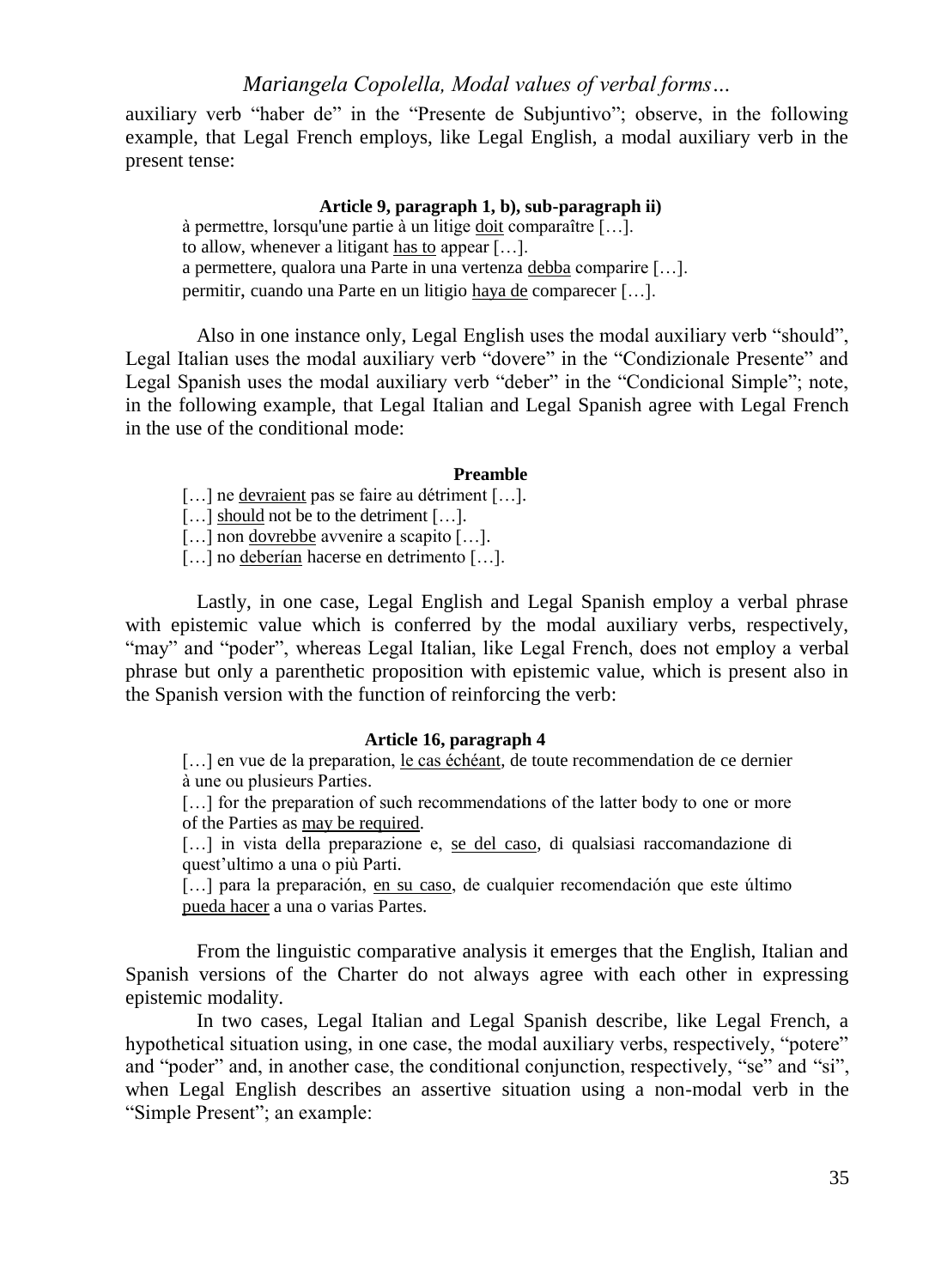auxiliary verb "haber de" in the "Presente de Subjuntivo"; observe, in the following example, that Legal French employs, like Legal English, a modal auxiliary verb in the present tense:

**Article 9, paragraph 1, b), sub-paragraph ii)**

> à permettre, lorsqu'une partie à un litige <u>doit</u> comparaître […].
> to allow, whenever a litigant <u>has to</u> appear […].
> a permettere, qualora una Parte in una vertenza <u>debba</u> comparire […].
> permitir, cuando una Parte en un litigio <u>haya de</u> comparecer […].

Also in one instance only, Legal English uses the modal auxiliary verb "should", Legal Italian uses the modal auxiliary verb "dovere" in the "Condizionale Presente" and Legal Spanish uses the modal auxiliary verb "deber" in the "Condicional Simple"; note, in the following example, that Legal Italian and Legal Spanish agree with Legal French in the use of the conditional mode:

**Preamble**

> […] ne <u>devraient</u> pas se faire au détriment […].
> […] <u>should</u> not be to the detriment […].
> […] non <u>dovrebbe</u> avvenire a scapito […].
> […] no <u>deberían</u> hacerse en detrimento […].

Lastly, in one case, Legal English and Legal Spanish employ a verbal phrase with epistemic value which is conferred by the modal auxiliary verbs, respectively, "may" and "poder", whereas Legal Italian, like Legal French, does not employ a verbal phrase but only a parenthetic proposition with epistemic value, which is present also in the Spanish version with the function of reinforcing the verb:

**Article 16, paragraph 4**

> […] en vue de la preparation, <u>le cas échéant</u>, de toute recommendation de ce dernier à une ou plusieurs Parties.
> […] for the preparation of such recommendations of the latter body to one or more of the Parties as <u>may be required</u>.
> […] in vista della preparazione e, <u>se del caso</u>, di qualsiasi raccomandazione di quest'ultimo a una o più Parti.
> […] para la preparación, <u>en su caso</u>, de cualquier recomendación que este último <u>pueda hacer</u> a una o varias Partes.

From the linguistic comparative analysis it emerges that the English, Italian and Spanish versions of the Charter do not always agree with each other in expressing epistemic modality.

In two cases, Legal Italian and Legal Spanish describe, like Legal French, a hypothetical situation using, in one case, the modal auxiliary verbs, respectively, "potere" and "poder" and, in another case, the conditional conjunction, respectively, "se" and "si", when Legal English describes an assertive situation using a non-modal verb in the "Simple Present"; an example: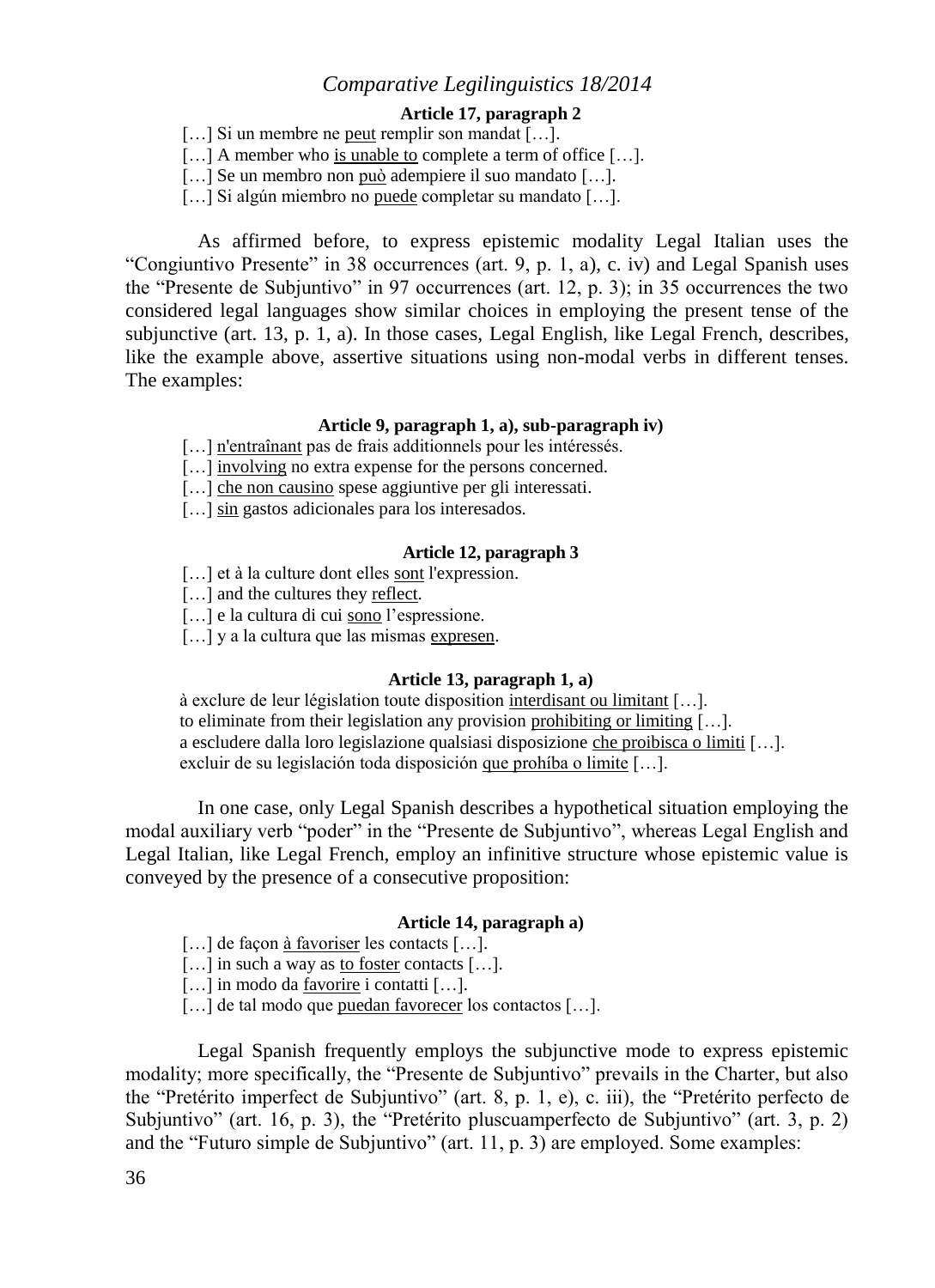**Article 17, paragraph 2**

[…] Si un membre ne <u>peut</u> remplir son mandat […].
[…] A member who <u>is unable to</u> complete a term of office […].
[…] Se un membro non <u>può</u> adempiere il suo mandato […].
[…] Si algún miembro no <u>puede</u> completar su mandato […].

As affirmed before, to express epistemic modality Legal Italian uses the "Congiuntivo Presente" in 38 occurrences (art. 9, p. 1, a), c. iv) and Legal Spanish uses the "Presente de Subjuntivo" in 97 occurrences (art. 12, p. 3); in 35 occurrences the two considered legal languages show similar choices in employing the present tense of the subjunctive (art. 13, p. 1, a). In those cases, Legal English, like Legal French, describes, like the example above, assertive situations using non-modal verbs in different tenses. The examples:

**Article 9, paragraph 1, a), sub-paragraph iv)**

[…] <u>n'entraînant</u> pas de frais additionnels pour les intéressés.
[…] <u>involving</u> no extra expense for the persons concerned.
[…] <u>che non causino</u> spese aggiuntive per gli interessati.
[…] <u>sin</u> gastos adicionales para los interesados.

**Article 12, paragraph 3**

[…] et à la culture dont elles <u>sont</u> l'expression.
[…] and the cultures they <u>reflect</u>.
[…] e la cultura di cui <u>sono</u> l'espressione.
[…] y a la cultura que las mismas <u>expresen</u>.

**Article 13, paragraph 1, a)**

à exclure de leur législation toute disposition <u>interdisant ou limitant</u> […].
to eliminate from their legislation any provision <u>prohibiting or limiting</u> […].
a escludere dalla loro legislazione qualsiasi disposizione <u>che proibisca o limiti</u> […].
excluir de su legislación toda disposición <u>que prohíba o limite</u> […].

In one case, only Legal Spanish describes a hypothetical situation employing the modal auxiliary verb "poder" in the "Presente de Subjuntivo", whereas Legal English and Legal Italian, like Legal French, employ an infinitive structure whose epistemic value is conveyed by the presence of a consecutive proposition:

**Article 14, paragraph a)**

[…] de façon <u>à favoriser</u> les contacts […].
[…] in such a way as <u>to foster</u> contacts […].
[…] in modo da <u>favorire</u> i contatti […].
[…] de tal modo que <u>puedan favorecer</u> los contactos […].

Legal Spanish frequently employs the subjunctive mode to express epistemic modality; more specifically, the "Presente de Subjuntivo" prevails in the Charter, but also the "Pretérito imperfect de Subjuntivo" (art. 8, p. 1, e), c. iii), the "Pretérito perfecto de Subjuntivo" (art. 16, p. 3), the "Pretérito pluscuamperfecto de Subjuntivo" (art. 3, p. 2) and the "Futuro simple de Subjuntivo" (art. 11, p. 3) are employed. Some examples: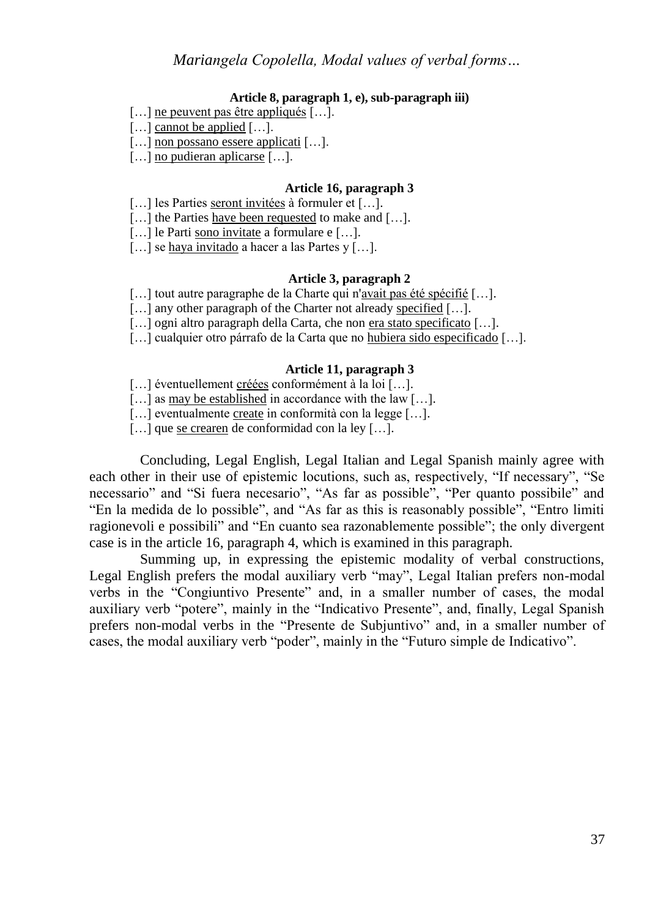**Article 8, paragraph 1, e), sub-paragraph iii)**

[…] <u>ne peuvent pas être appliqués</u> […].
[…] <u>cannot be applied</u> […].
[…] <u>non possano essere applicati</u> […].
[…] <u>no pudieran aplicarse</u> […].

**Article 16, paragraph 3**

[…] les Parties <u>seront invitées</u> à formuler et […].
[…] the Parties <u>have been requested</u> to make and […].
[…] le Parti <u>sono invitate</u> a formulare e […].
[…] se <u>haya invitado</u> a hacer a las Partes y […].

**Article 3, paragraph 2**

[…] tout autre paragraphe de la Charte qui n'<u>avait pas été spécifié</u> […].
[…] any other paragraph of the Charter not already <u>specified</u> […].
[…] ogni altro paragraph della Carta, che non <u>era stato specificato</u> […].
[…] cualquier otro párrafo de la Carta que no <u>hubiera sido especificado</u> […].

**Article 11, paragraph 3**

[…] éventuellement <u>créées</u> conformément à la loi […].
[…] as <u>may be established</u> in accordance with the law […].
[…] eventualmente <u>create</u> in conformità con la legge […].
[…] que <u>se crearen</u> de conformidad con la ley […].

Concluding, Legal English, Legal Italian and Legal Spanish mainly agree with each other in their use of epistemic locutions, such as, respectively, "If necessary", "Se necessario" and "Si fuera necesario", "As far as possible", "Per quanto possibile" and "En la medida de lo possible", and "As far as this is reasonably possible", "Entro limiti ragionevoli e possibili" and "En cuanto sea razonablemente possible"; the only divergent case is in the article 16, paragraph 4, which is examined in this paragraph.

Summing up, in expressing the epistemic modality of verbal constructions, Legal English prefers the modal auxiliary verb "may", Legal Italian prefers non-modal verbs in the "Congiuntivo Presente" and, in a smaller number of cases, the modal auxiliary verb "potere", mainly in the "Indicativo Presente", and, finally, Legal Spanish prefers non-modal verbs in the "Presente de Subjuntivo" and, in a smaller number of cases, the modal auxiliary verb "poder", mainly in the "Futuro simple de Indicativo".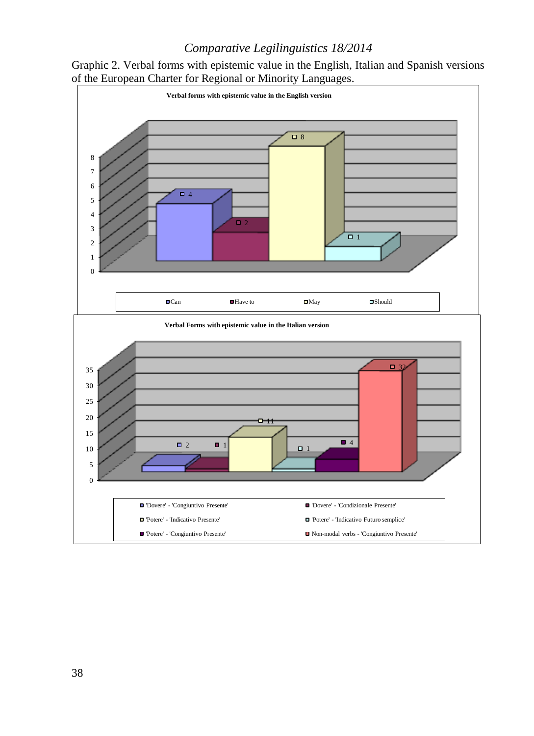Graphic 2. Verbal forms with epistemic value in the English, Italian and Spanish versions of the European Charter for Regional or Minority Languages.

**Verbal forms with epistemic value in the English version**

| Verbal form | Value |
| --- | --- |
| Can | 4 |
| Have to | 2 |
| May | 8 |
| Should | 1 |

**Verbal Forms with epistemic value in the Italian version**

| Verbal form | Value |
| --- | --- |
| 'Dovere' - 'Congiuntivo Presente' | 2 |
| 'Dovere' - 'Condizionale Presente' | 1 |
| 'Potere' - 'Indicativo Presente' | 11 |
| 'Potere' - 'Indicativo Futuro semplice' | 1 |
| 'Potere' - 'Congiuntivo Presente' | 4 |
| Non-modal verbs - 'Congiuntivo Presente' | 32 |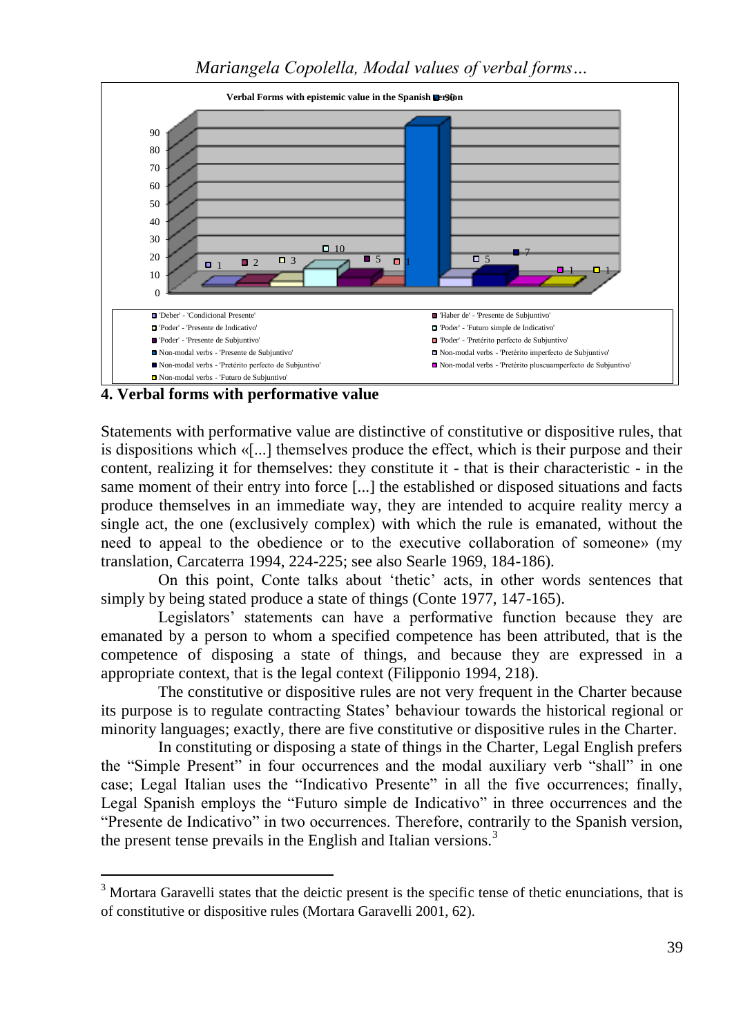Verbal Forms with epistemic value in the Spanish version

| Verbal form | Value |
|---|---|
| 'Deber' - 'Condicional Presente' | 1 |
| 'Haber de' - 'Presente de Subjuntivo' | 2 |
| 'Poder' - 'Presente de Indicativo' | 3 |
| 'Poder' - 'Futuro simple de Indicativo' | 10 |
| 'Poder' - 'Presente de Subjuntivo' | 5 |
| 'Poder' - 'Pretérito perfecto de Subjuntivo' | 1 |
| Non-modal verbs - 'Presente de Subjuntivo' | 90 |
| Non-modal verbs - 'Pretérito imperfecto de Subjuntivo' | 5 |
| Non-modal verbs - 'Pretérito perfecto de Subjuntivo' | 7 |
| Non-modal verbs - 'Pretérito pluscuamperfecto de Subjuntivo' | 1 |
| Non-modal verbs - 'Futuro de Subjuntivo' | 1 |

## 4. Verbal forms with performative value

Statements with performative value are distinctive of constitutive or dispositive rules, that is dispositions which «[...] themselves produce the effect, which is their purpose and their content, realizing it for themselves: they constitute it - that is their characteristic - in the same moment of their entry into force [...] the established or disposed situations and facts produce themselves in an immediate way, they are intended to acquire reality mercy a single act, the one (exclusively complex) with which the rule is emanated, without the need to appeal to the obedience or to the executive collaboration of someone» (my translation, Carcaterra 1994, 224-225; see also Searle 1969, 184-186).

On this point, Conte talks about 'thetic' acts, in other words sentences that simply by being stated produce a state of things (Conte 1977, 147-165).

Legislators' statements can have a performative function because they are emanated by a person to whom a specified competence has been attributed, that is the competence of disposing a state of things, and because they are expressed in a appropriate context, that is the legal context (Filipponio 1994, 218).

The constitutive or dispositive rules are not very frequent in the Charter because its purpose is to regulate contracting States' behaviour towards the historical regional or minority languages; exactly, there are five constitutive or dispositive rules in the Charter.

In constituting or disposing a state of things in the Charter, Legal English prefers the "Simple Present" in four occurrences and the modal auxiliary verb "shall" in one case; Legal Italian uses the "Indicativo Presente" in all the five occurrences; finally, Legal Spanish employs the "Futuro simple de Indicativo" in three occurrences and the "Presente de Indicativo" in two occurrences. Therefore, contrarily to the Spanish version, the present tense prevails in the English and Italian versions.[3]

---

[3] Mortara Garavelli states that the deictic present is the specific tense of thetic enunciations, that is of constitutive or dispositive rules (Mortara Garavelli 2001, 62).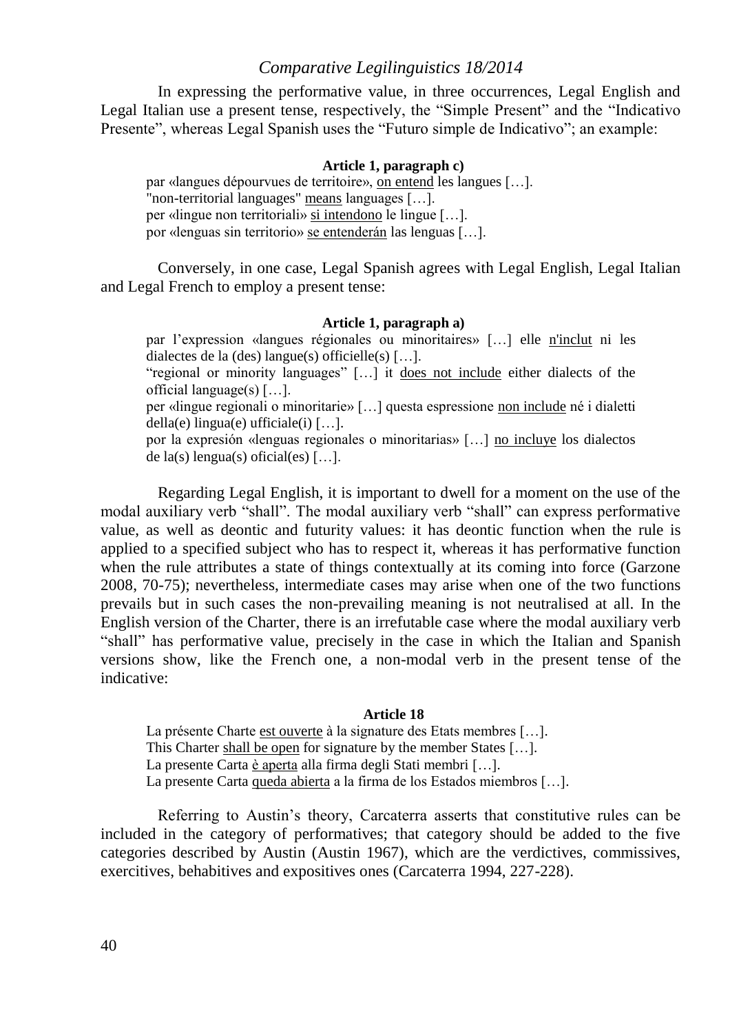In expressing the performative value, in three occurrences, Legal English and Legal Italian use a present tense, respectively, the "Simple Present" and the "Indicativo Presente", whereas Legal Spanish uses the "Futuro simple de Indicativo"; an example:

**Article 1, paragraph c)**

> par «langues dépourvues de territoire», on entend les langues […].
> "non-territorial languages" means languages […].
> per «lingue non territoriali» si intendono le lingue […].
> por «lenguas sin territorio» se entenderán las lenguas […].

Conversely, in one case, Legal Spanish agrees with Legal English, Legal Italian and Legal French to employ a present tense:

**Article 1, paragraph a)**

> par l'expression «langues régionales ou minoritaires» […] elle n'inclut ni les dialectes de la (des) langue(s) officielle(s) […].
> "regional or minority languages" […] it does not include either dialects of the official language(s) […].
> per «lingue regionali o minoritarie» […] questa espressione non include né i dialetti della(e) lingua(e) ufficiale(i) […].
> por la expresión «lenguas regionales o minoritarias» […] no incluye los dialectos de la(s) lengua(s) oficial(es) […].

Regarding Legal English, it is important to dwell for a moment on the use of the modal auxiliary verb "shall". The modal auxiliary verb "shall" can express performative value, as well as deontic and futurity values: it has deontic function when the rule is applied to a specified subject who has to respect it, whereas it has performative function when the rule attributes a state of things contextually at its coming into force (Garzone 2008, 70-75); nevertheless, intermediate cases may arise when one of the two functions prevails but in such cases the non-prevailing meaning is not neutralised at all. In the English version of the Charter, there is an irrefutable case where the modal auxiliary verb "shall" has performative value, precisely in the case in which the Italian and Spanish versions show, like the French one, a non-modal verb in the present tense of the indicative:

**Article 18**

> La présente Charte est ouverte à la signature des Etats membres […].
> This Charter shall be open for signature by the member States […].
> La presente Carta è aperta alla firma degli Stati membri […].
> La presente Carta queda abierta a la firma de los Estados miembros […].

Referring to Austin's theory, Carcaterra asserts that constitutive rules can be included in the category of performatives; that category should be added to the five categories described by Austin (Austin 1967), which are the verdictives, commissives, exercitives, behabitives and expositives ones (Carcaterra 1994, 227-228).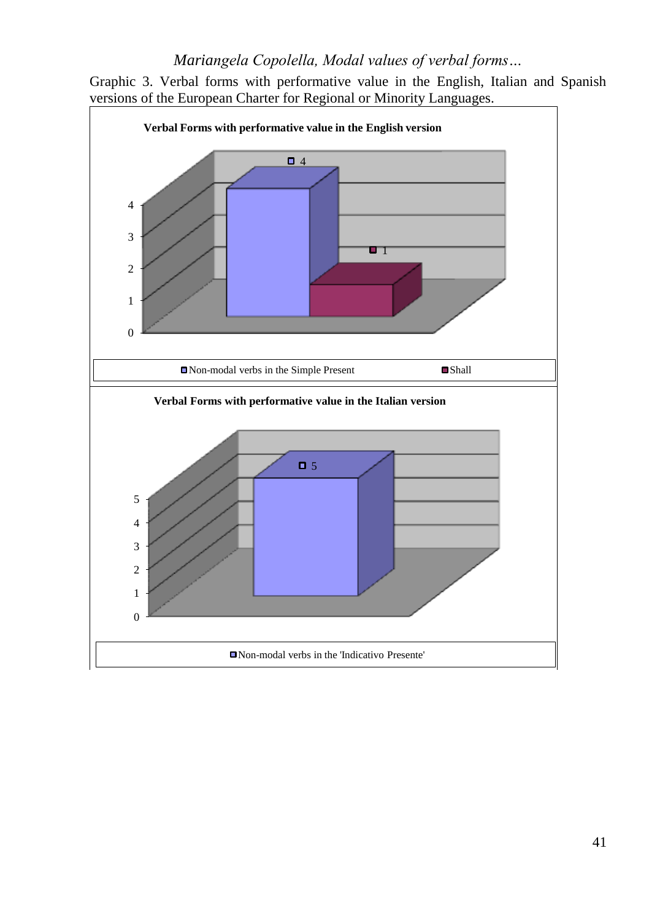Graphic 3. Verbal forms with performative value in the English, Italian and Spanish versions of the European Charter for Regional or Minority Languages.

**Verbal Forms with performative value in the English version**

| Verbal form | Value |
| --- | --- |
| Non-modal verbs in the Simple Present | 4 |
| Shall | 1 |

**Verbal Forms with performative value in the Italian version**

| Verbal form | Value |
| --- | --- |
| Non-modal verbs in the 'Indicativo Presente' | 5 |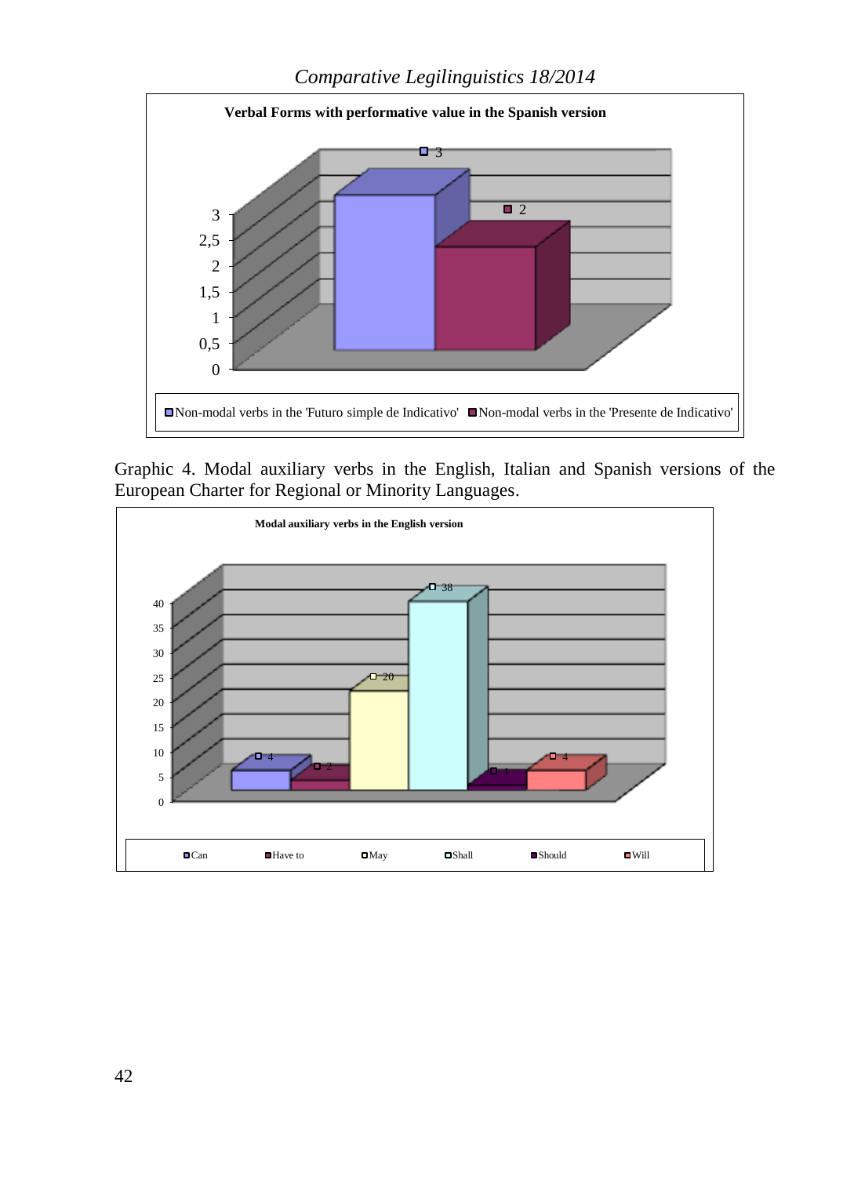**Verbal Forms with performative value in the Spanish version**

| | Value |
|---|---|
| Non-modal verbs in the 'Futuro simple de Indicativo' | 3 |
| Non-modal verbs in the 'Presente de Indicativo' | 2 |

Graphic 4. Modal auxiliary verbs in the English, Italian and Spanish versions of the European Charter for Regional or Minority Languages.

**Modal auxiliary verbs in the English version**

| | Value |
|---|---|
| Can | 4 |
| Have to | 2 |
| May | 20 |
| Shall | 38 |
| Should | 1 |
| Will | 4 |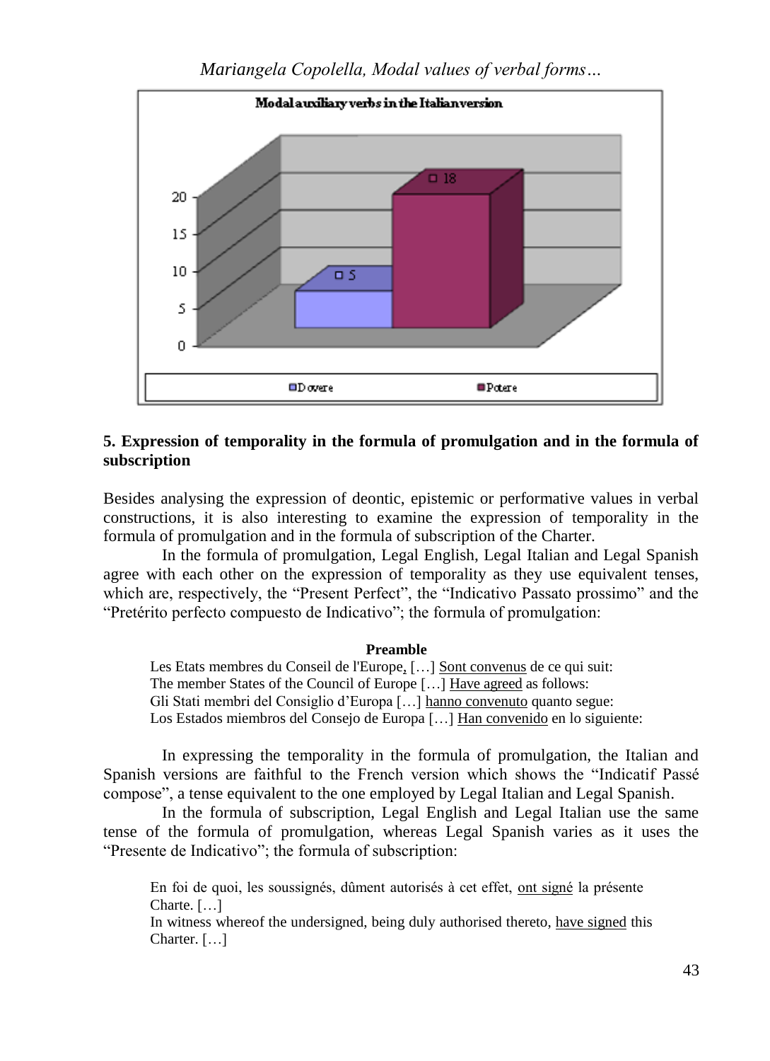Modal auxiliary verbs in the Italian version

| | Dovere | Potere |
|---|---|---|
| Count | 5 | 18 |

## 5. Expression of temporality in the formula of promulgation and in the formula of subscription

Besides analysing the expression of deontic, epistemic or performative values in verbal constructions, it is also interesting to examine the expression of temporality in the formula of promulgation and in the formula of subscription of the Charter.

In the formula of promulgation, Legal English, Legal Italian and Legal Spanish agree with each other on the expression of temporality as they use equivalent tenses, which are, respectively, the "Present Perfect", the "Indicativo Passato prossimo" and the "Pretérito perfecto compuesto de Indicativo"; the formula of promulgation:

> **Preamble**
>
> Les Etats membres du Conseil de l'Europe, […] Sont convenus de ce qui suit:
> The member States of the Council of Europe […] Have agreed as follows:
> Gli Stati membri del Consiglio d'Europa […] hanno convenuto quanto segue:
> Los Estados miembros del Consejo de Europa […] Han convenido en lo siguiente:

In expressing the temporality in the formula of promulgation, the Italian and Spanish versions are faithful to the French version which shows the "Indicatif Passé compose", a tense equivalent to the one employed by Legal Italian and Legal Spanish.

In the formula of subscription, Legal English and Legal Italian use the same tense of the formula of promulgation, whereas Legal Spanish varies as it uses the "Presente de Indicativo"; the formula of subscription:

> En foi de quoi, les soussignés, dûment autorisés à cet effet, ont signé la présente Charte. […]
> In witness whereof the undersigned, being duly authorised thereto, have signed this Charter. […]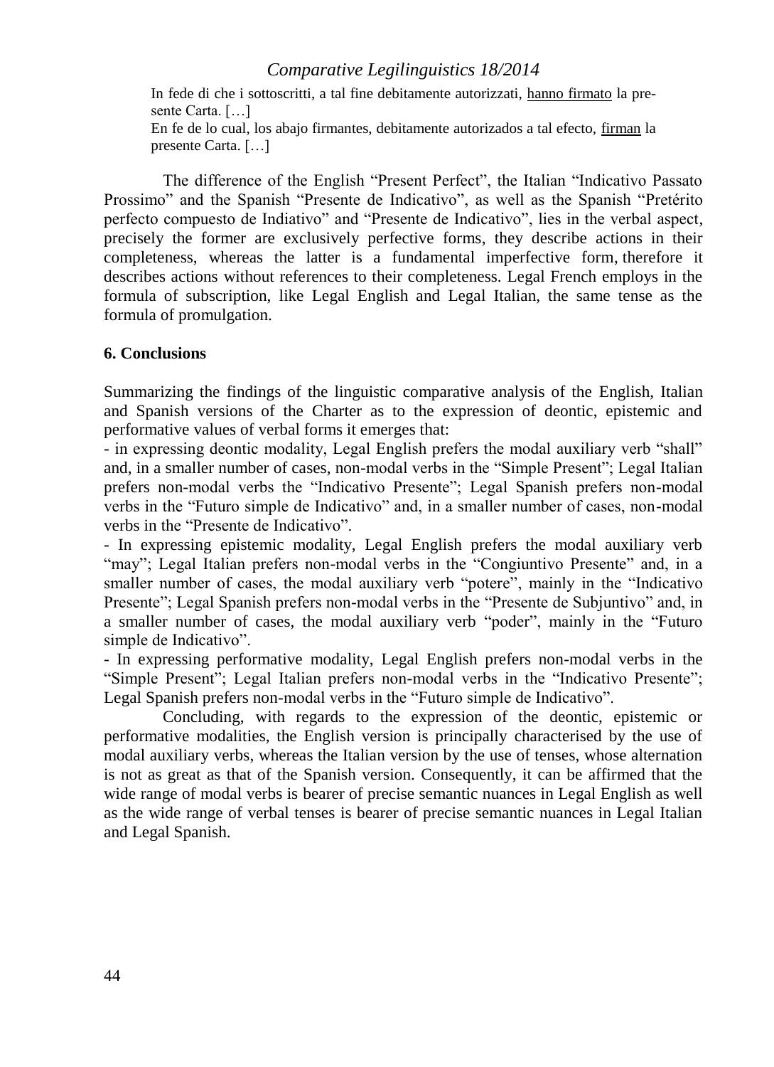In fede di che i sottoscritti, a tal fine debitamente autorizzati, hanno firmato la presente Carta. […]
En fe de lo cual, los abajo firmantes, debitamente autorizados a tal efecto, firman la presente Carta. […]

The difference of the English "Present Perfect", the Italian "Indicativo Passato Prossimo" and the Spanish "Presente de Indicativo", as well as the Spanish "Pretérito perfecto compuesto de Indiativo" and "Presente de Indicativo", lies in the verbal aspect, precisely the former are exclusively perfective forms, they describe actions in their completeness, whereas the latter is a fundamental imperfective form, therefore it describes actions without references to their completeness. Legal French employs in the formula of subscription, like Legal English and Legal Italian, the same tense as the formula of promulgation.

## 6. Conclusions

Summarizing the findings of the linguistic comparative analysis of the English, Italian and Spanish versions of the Charter as to the expression of deontic, epistemic and performative values of verbal forms it emerges that:

- in expressing deontic modality, Legal English prefers the modal auxiliary verb "shall" and, in a smaller number of cases, non-modal verbs in the "Simple Present"; Legal Italian prefers non-modal verbs the "Indicativo Presente"; Legal Spanish prefers non-modal verbs in the "Futuro simple de Indicativo" and, in a smaller number of cases, non-modal verbs in the "Presente de Indicativo".
- In expressing epistemic modality, Legal English prefers the modal auxiliary verb "may"; Legal Italian prefers non-modal verbs in the "Congiuntivo Presente" and, in a smaller number of cases, the modal auxiliary verb "potere", mainly in the "Indicativo Presente"; Legal Spanish prefers non-modal verbs in the "Presente de Subjuntivo" and, in a smaller number of cases, the modal auxiliary verb "poder", mainly in the "Futuro simple de Indicativo".
- In expressing performative modality, Legal English prefers non-modal verbs in the "Simple Present"; Legal Italian prefers non-modal verbs in the "Indicativo Presente"; Legal Spanish prefers non-modal verbs in the "Futuro simple de Indicativo".

Concluding, with regards to the expression of the deontic, epistemic or performative modalities, the English version is principally characterised by the use of modal auxiliary verbs, whereas the Italian version by the use of tenses, whose alternation is not as great as that of the Spanish version. Consequently, it can be affirmed that the wide range of modal verbs is bearer of precise semantic nuances in Legal English as well as the wide range of verbal tenses is bearer of precise semantic nuances in Legal Italian and Legal Spanish.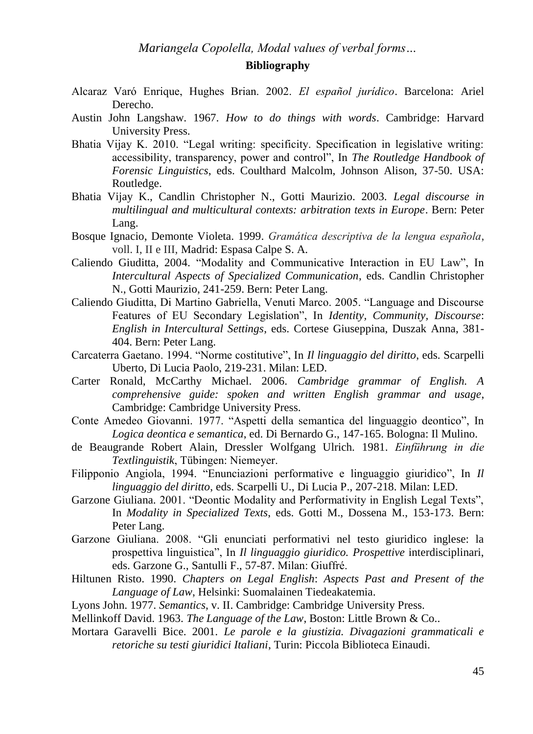## Bibliography

Alcaraz Varó Enrique, Hughes Brian. 2002. *El español jurídico*. Barcelona: Ariel Derecho.

Austin John Langshaw. 1967. *How to do things with words*. Cambridge: Harvard University Press.

Bhatia Vijay K. 2010. "Legal writing: specificity. Specification in legislative writing: accessibility, transparency, power and control", In *The Routledge Handbook of Forensic Linguistics*, eds. Coulthard Malcolm, Johnson Alison, 37-50. USA: Routledge.

Bhatia Vijay K., Candlin Christopher N., Gotti Maurizio. 2003. *Legal discourse in multilingual and multicultural contexts: arbitration texts in Europe*. Bern: Peter Lang.

Bosque Ignacio, Demonte Violeta. 1999. *Gramática descriptiva de la lengua española*, voll. I, II e III, Madrid: Espasa Calpe S. A.

Caliendo Giuditta, 2004. "Modality and Communicative Interaction in EU Law", In *Intercultural Aspects of Specialized Communication*, eds. Candlin Christopher N., Gotti Maurizio, 241-259. Bern: Peter Lang.

Caliendo Giuditta, Di Martino Gabriella, Venuti Marco. 2005. "Language and Discourse Features of EU Secondary Legislation", In *Identity, Community, Discourse*: *English in Intercultural Settings*, eds. Cortese Giuseppina, Duszak Anna, 381-404. Bern: Peter Lang.

Carcaterra Gaetano. 1994. "Norme costitutive", In *Il linguaggio del diritto*, eds. Scarpelli Uberto, Di Lucia Paolo, 219-231. Milan: LED.

Carter Ronald, McCarthy Michael. 2006. *Cambridge grammar of English. A comprehensive guide: spoken and written English grammar and usage*, Cambridge: Cambridge University Press.

Conte Amedeo Giovanni. 1977. "Aspetti della semantica del linguaggio deontico", In *Logica deontica e semantica*, ed. Di Bernardo G., 147-165. Bologna: Il Mulino.

de Beaugrande Robert Alain, Dressler Wolfgang Ulrich. 1981. *Einführung in die Textlinguistik*, Tübingen: Niemeyer.

Filipponio Angiola, 1994. "Enunciazioni performative e linguaggio giuridico", In *Il linguaggio del diritto*, eds. Scarpelli U., Di Lucia P., 207-218. Milan: LED.

Garzone Giuliana. 2001. "Deontic Modality and Performativity in English Legal Texts", In *Modality in Specialized Texts*, eds. Gotti M., Dossena M., 153-173. Bern: Peter Lang.

Garzone Giuliana. 2008. "Gli enunciati performativi nel testo giuridico inglese: la prospettiva linguistica", In *Il linguaggio giuridico. Prospettive* interdisciplinari, eds. Garzone G., Santulli F., 57-87. Milan: Giuffré.

Hiltunen Risto. 1990. *Chapters on Legal English*: *Aspects Past and Present of the Language of Law*, Helsinki: Suomalainen Tiedeakatemia.

Lyons John. 1977. *Semantics*, v. II. Cambridge: Cambridge University Press.

Mellinkoff David. 1963. *The Language of the Law*, Boston: Little Brown & Co..

Mortara Garavelli Bice. 2001. *Le parole e la giustizia. Divagazioni grammaticali e retoriche su testi giuridici Italiani*, Turin: Piccola Biblioteca Einaudi.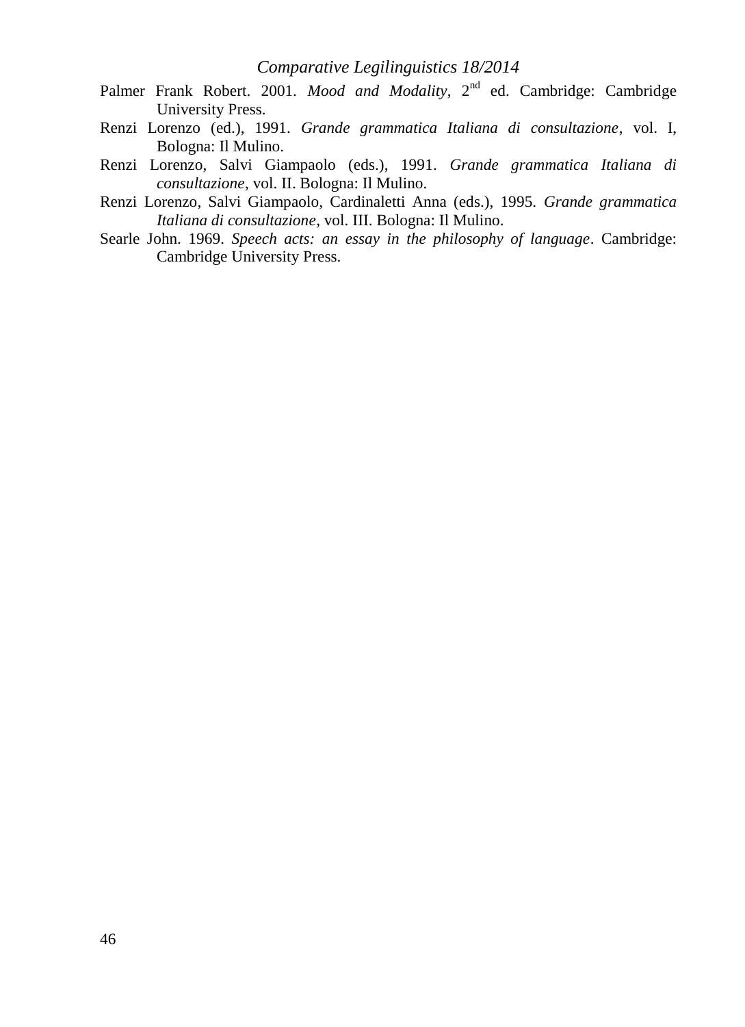Palmer Frank Robert. 2001. *Mood and Modality*, 2nd ed. Cambridge: Cambridge University Press.

Renzi Lorenzo (ed.), 1991. *Grande grammatica Italiana di consultazione*, vol. I, Bologna: Il Mulino.

Renzi Lorenzo, Salvi Giampaolo (eds.), 1991. *Grande grammatica Italiana di consultazione*, vol. II. Bologna: Il Mulino.

Renzi Lorenzo, Salvi Giampaolo, Cardinaletti Anna (eds.), 1995. *Grande grammatica Italiana di consultazione*, vol. III. Bologna: Il Mulino.

Searle John. 1969. *Speech acts: an essay in the philosophy of language*. Cambridge: Cambridge University Press.